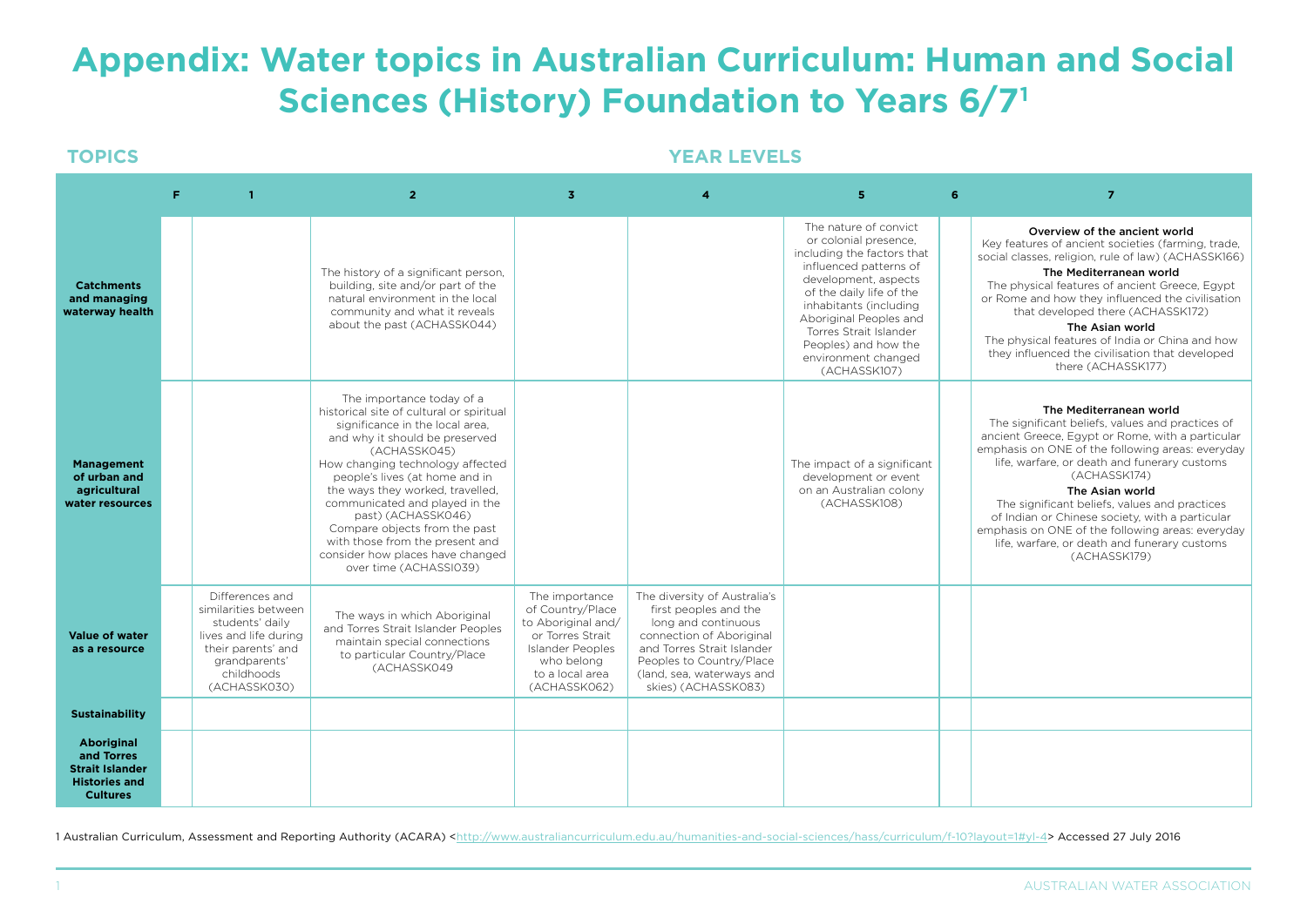# Appendix: Water topics in Australian Curriculum: Human and Social Sciences (History) Foundation to Years 6/7[1]

**TOPICS** | **YEAR LEVELS**

| | F | 1 | 2 | 3 | 4 | 5 | 6 | 7 |
|---|---|---|---|---|---|---|---|---|
| **Catchments and managing waterway health** | | | The history of a significant person, building, site and/or part of the natural environment in the local community and what it reveals about the past (ACHASSK044) | | | The nature of convict or colonial presence, including the factors that influenced patterns of development, aspects of the daily life of the inhabitants (including Aboriginal Peoples and Torres Strait Islander Peoples) and how the environment changed (ACHASSK107) | | **Overview of the ancient world** Key features of ancient societies (farming, trade, social classes, religion, rule of law) (ACHASSK166) **The Mediterranean world** The physical features of ancient Greece, Egypt or Rome and how they influenced the civilisation that developed there (ACHASSK172) **The Asian world** The physical features of India or China and how they influenced the civilisation that developed there (ACHASSK177) |
| **Management of urban and agricultural water resources** | | | The importance today of a historical site of cultural or spiritual significance in the local area, and why it should be preserved (ACHASSK045) How changing technology affected people's lives (at home and in the ways they worked, travelled, communicated and played in the past) (ACHASSK046) Compare objects from the past with those from the present and consider how places have changed over time (ACHASSI039) | | | The impact of a significant development or event on an Australian colony (ACHASSK108) | | **The Mediterranean world** The significant beliefs, values and practices of ancient Greece, Egypt or Rome, with a particular emphasis on ONE of the following areas: everyday life, warfare, or death and funerary customs (ACHASSK174) **The Asian world** The significant beliefs, values and practices of Indian or Chinese society, with a particular emphasis on ONE of the following areas: everyday life, warfare, or death and funerary customs (ACHASSK179) |
| **Value of water as a resource** | | Differences and similarities between students' daily lives and life during their parents' and grandparents' childhoods (ACHASSK030) | The ways in which Aboriginal and Torres Strait Islander Peoples maintain special connections to particular Country/Place (ACHASSK049 | The importance of Country/Place to Aboriginal and/ or Torres Strait Islander Peoples who belong to a local area (ACHASSK062) | The diversity of Australia's first peoples and the long and continuous connection of Aboriginal and Torres Strait Islander Peoples to Country/Place (land, sea, waterways and skies) (ACHASSK083) | | | |
| **Sustainability** | | | | | | | | |
| **Aboriginal and Torres Strait Islander Histories and Cultures** | | | | | | | | |

1 Australian Curriculum, Assessment and Reporting Authority (ACARA) <http://www.australiancurriculum.edu.au/humanities-and-social-sciences/hass/curriculum/f-10?layout=1#yl-4> Accessed 27 July 2016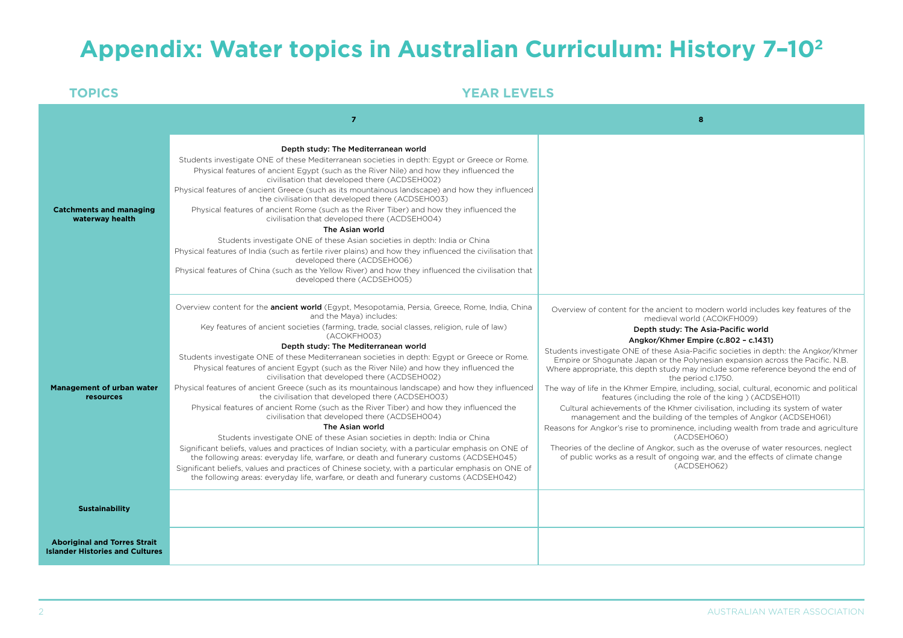# Appendix: Water topics in Australian Curriculum: History 7–10[2]

| TOPICS | YEAR LEVELS 7 | 8 |
|---|---|---|
| **Catchments and managing waterway health** | **Depth study: The Mediterranean world**<br>Students investigate ONE of these Mediterranean societies in depth: Egypt or Greece or Rome.<br>Physical features of ancient Egypt (such as the River Nile) and how they influenced the civilisation that developed there (ACDSEH002)<br>Physical features of ancient Greece (such as its mountainous landscape) and how they influenced the civilisation that developed there (ACDSEH003)<br>Physical features of ancient Rome (such as the River Tiber) and how they influenced the civilisation that developed there (ACDSEH004)<br>**The Asian world**<br>Students investigate ONE of these Asian societies in depth: India or China<br>Physical features of India (such as fertile river plains) and how they influenced the civilisation that developed there (ACDSEH006)<br>Physical features of China (such as the Yellow River) and how they influenced the civilisation that developed there (ACDSEH005) | |
| **Management of urban water resources** | Overview content for the **ancient world** (Egypt, Mesopotamia, Persia, Greece, Rome, India, China and the Maya) includes:<br>Key features of ancient societies (farming, trade, social classes, religion, rule of law) (ACOKFH003)<br>**Depth study: The Mediterranean world**<br>Students investigate ONE of these Mediterranean societies in depth: Egypt or Greece or Rome.<br>Physical features of ancient Egypt (such as the River Nile) and how they influenced the civilisation that developed there (ACDSEH002)<br>Physical features of ancient Greece (such as its mountainous landscape) and how they influenced the civilisation that developed there (ACDSEH003)<br>Physical features of ancient Rome (such as the River Tiber) and how they influenced the civilisation that developed there (ACDSEH004)<br>**The Asian world**<br>Students investigate ONE of these Asian societies in depth: India or China<br>Significant beliefs, values and practices of Indian society, with a particular emphasis on ONE of the following areas: everyday life, warfare, or death and funerary customs (ACDSEH045)<br>Significant beliefs, values and practices of Chinese society, with a particular emphasis on ONE of the following areas: everyday life, warfare, or death and funerary customs (ACDSEH042) | Overview of content for the ancient to modern world includes key features of the medieval world (ACOKFH009)<br>**Depth study: The Asia-Pacific world**<br>**Angkor/Khmer Empire (c.802 – c.1431)**<br>Students investigate ONE of these Asia-Pacific societies in depth: the Angkor/Khmer Empire or Shogunate Japan or the Polynesian expansion across the Pacific. N.B. Where appropriate, this depth study may include some reference beyond the end of the period c.1750.<br>The way of life in the Khmer Empire, including, social, cultural, economic and political features (including the role of the king ) (ACDSEH011)<br>Cultural achievements of the Khmer civilisation, including its system of water management and the building of the temples of Angkor (ACDSEH061)<br>Reasons for Angkor's rise to prominence, including wealth from trade and agriculture (ACDSEH060)<br>Theories of the decline of Angkor, such as the overuse of water resources, neglect of public works as a result of ongoing war, and the effects of climate change (ACDSEH062) |
| **Sustainability** | | |
| **Aboriginal and Torres Strait Islander Histories and Cultures** | | |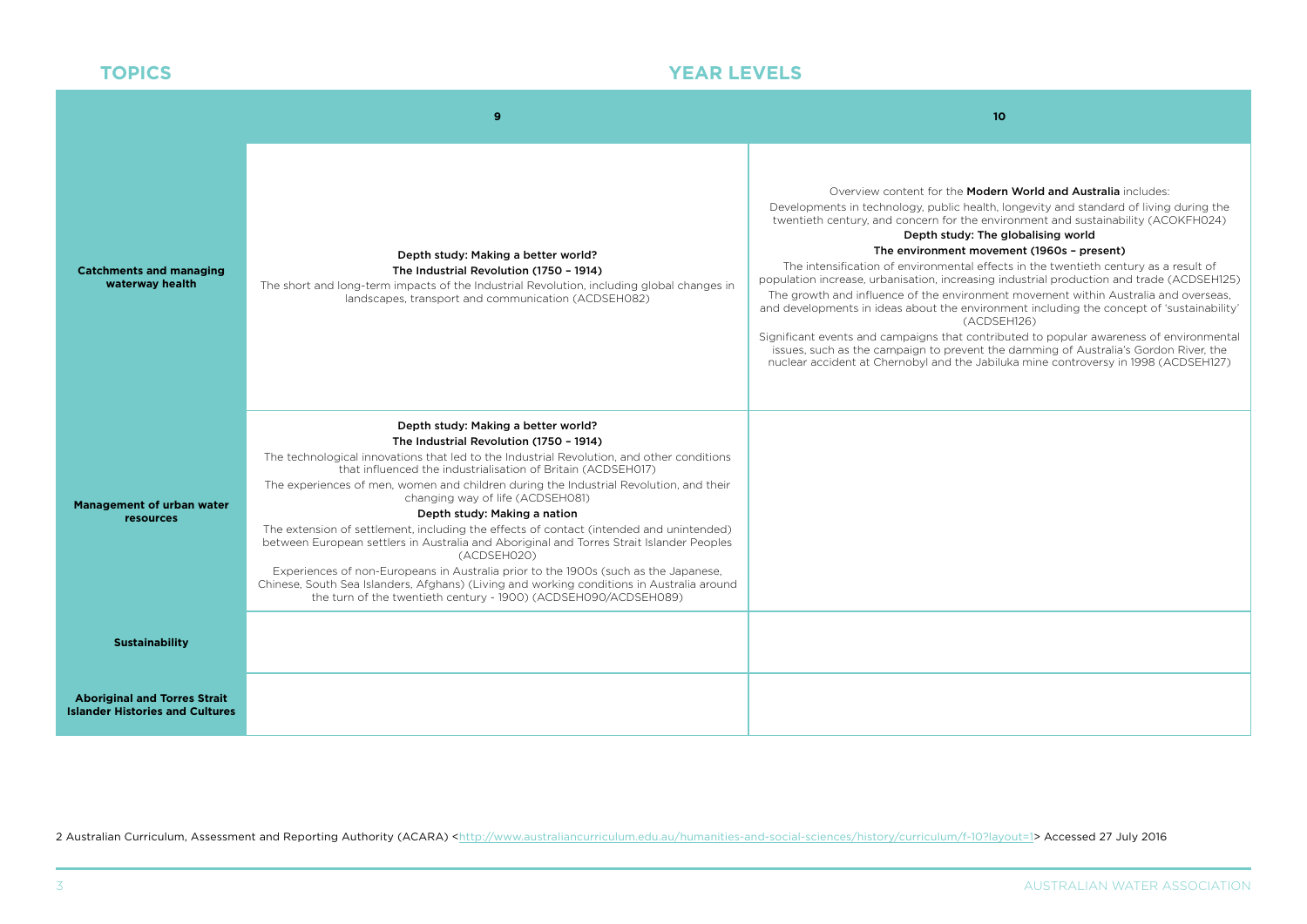| TOPICS | YEAR LEVELS | |
|---|---|---|
| | **9** | **10** |
| **Catchments and managing waterway health** | **Depth study: Making a better world?**<br>**The Industrial Revolution (1750 – 1914)**<br>The short and long-term impacts of the Industrial Revolution, including global changes in landscapes, transport and communication (ACDSEH082) | Overview content for the **Modern World and Australia** includes:<br>Developments in technology, public health, longevity and standard of living during the twentieth century, and concern for the environment and sustainability (ACOKFH024)<br>**Depth study: The globalising world**<br>**The environment movement (1960s – present)**<br>The intensification of environmental effects in the twentieth century as a result of population increase, urbanisation, increasing industrial production and trade (ACDSEH125)<br>The growth and influence of the environment movement within Australia and overseas, and developments in ideas about the environment including the concept of 'sustainability' (ACDSEH126)<br>Significant events and campaigns that contributed to popular awareness of environmental issues, such as the campaign to prevent the damming of Australia's Gordon River, the nuclear accident at Chernobyl and the Jabiluka mine controversy in 1998 (ACDSEH127) |
| **Management of urban water resources** | **Depth study: Making a better world?**<br>**The Industrial Revolution (1750 – 1914)**<br>The technological innovations that led to the Industrial Revolution, and other conditions that influenced the industrialisation of Britain (ACDSEH017)<br>The experiences of men, women and children during the Industrial Revolution, and their changing way of life (ACDSEH081)<br>**Depth study: Making a nation**<br>The extension of settlement, including the effects of contact (intended and unintended) between European settlers in Australia and Aboriginal and Torres Strait Islander Peoples (ACDSEH020)<br>Experiences of non-Europeans in Australia prior to the 1900s (such as the Japanese, Chinese, South Sea Islanders, Afghans) (Living and working conditions in Australia around the turn of the twentieth century - 1900) (ACDSEH090/ACDSEH089) | |
| **Sustainability** | | |
| **Aboriginal and Torres Strait Islander Histories and Cultures** | | |

2 Australian Curriculum, Assessment and Reporting Authority (ACARA) <http://www.australiancurriculum.edu.au/humanities-and-social-sciences/history/curriculum/f-10?layout=1> Accessed 27 July 2016